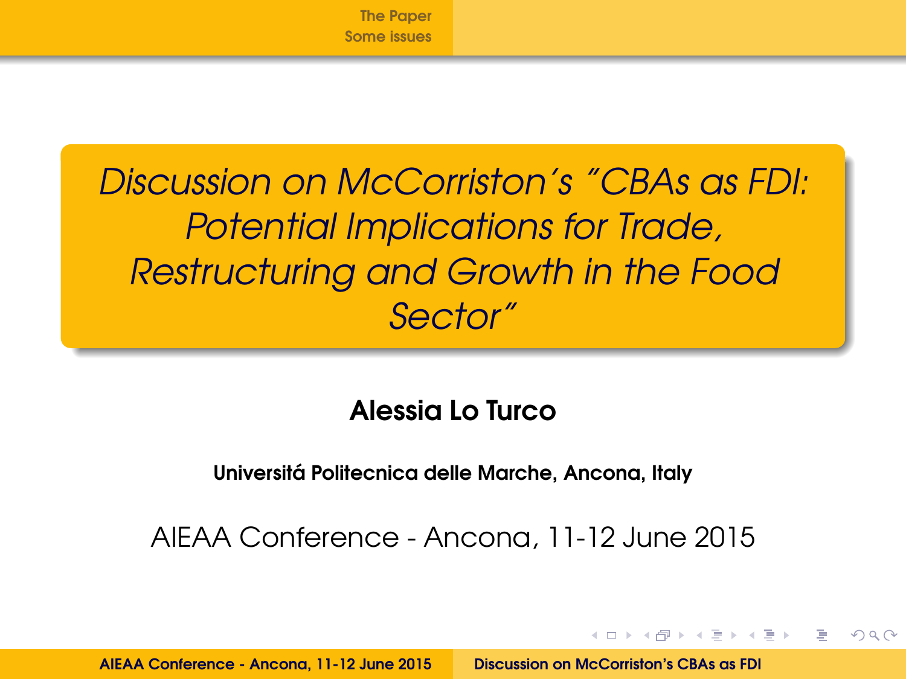# *Discussion on McCorriston´s "CBAs as FDI: Potential Implications for Trade, Restructuring and Growth in the Food Sector"*

**Alessia Lo Turco**

**Universitá Politecnica delle Marche, Ancona, Italy**

AIEAA Conference - Ancona, 11-12 June 2015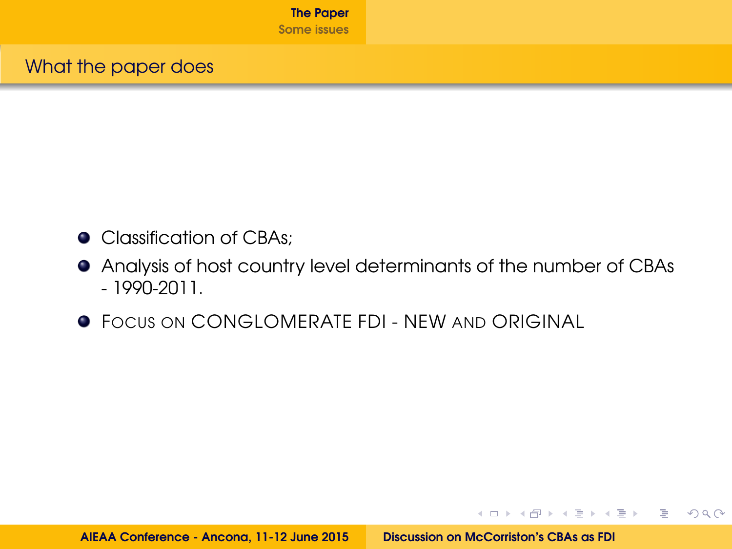## What the paper does

- Classification of CBAs;
- Analysis of host country level determinants of the number of CBAs - 1990-2011.
- FOCUS ON CONGLOMERATE FDI - NEW AND ORIGINAL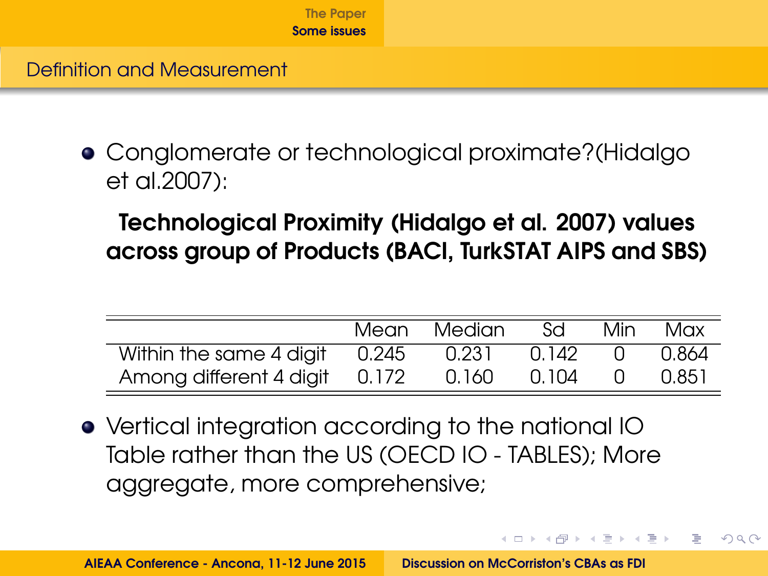## Definition and Measurement

- Conglomerate or technological proximate?(Hidalgo et al.2007):

**Technological Proximity (Hidalgo et al. 2007) values across group of Products (BACI, TurkSTAT AIPS and SBS)**

| | Mean | Median | Sd | Min | Max |
|---|---|---|---|---|---|
| Within the same 4 digit | 0.245 | 0.231 | 0.142 | 0 | 0.864 |
| Among different 4 digit | 0.172 | 0.160 | 0.104 | 0 | 0.851 |

- Vertical integration according to the national IO Table rather than the US (OECD IO - TABLES); More aggregate, more comprehensive;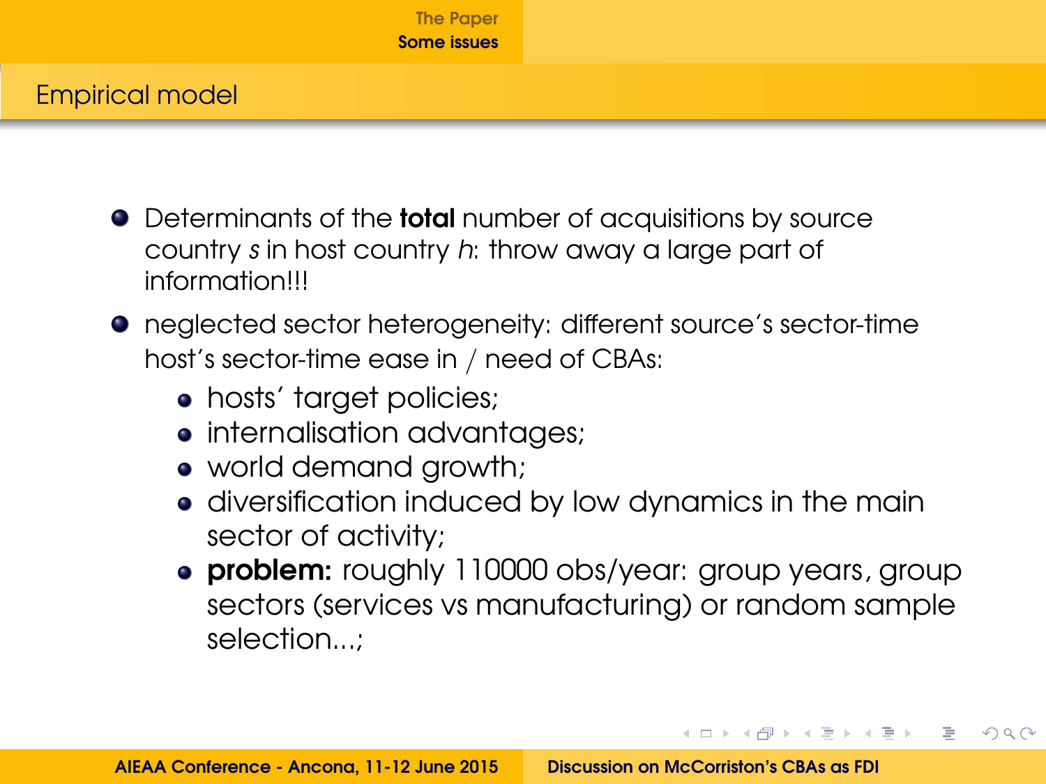## Empirical model

- Determinants of the **total** number of acquisitions by source country $s$ in host country $h$: throw away a large part of information!!!
- neglected sector heterogeneity: different source's sector-time host's sector-time ease in / need of CBAs:
  - hosts' target policies;
  - internalisation advantages;
  - world demand growth;
  - diversification induced by low dynamics in the main sector of activity;
  - **problem:** roughly 110000 obs/year: group years, group sectors (services vs manufacturing) or random sample selection...;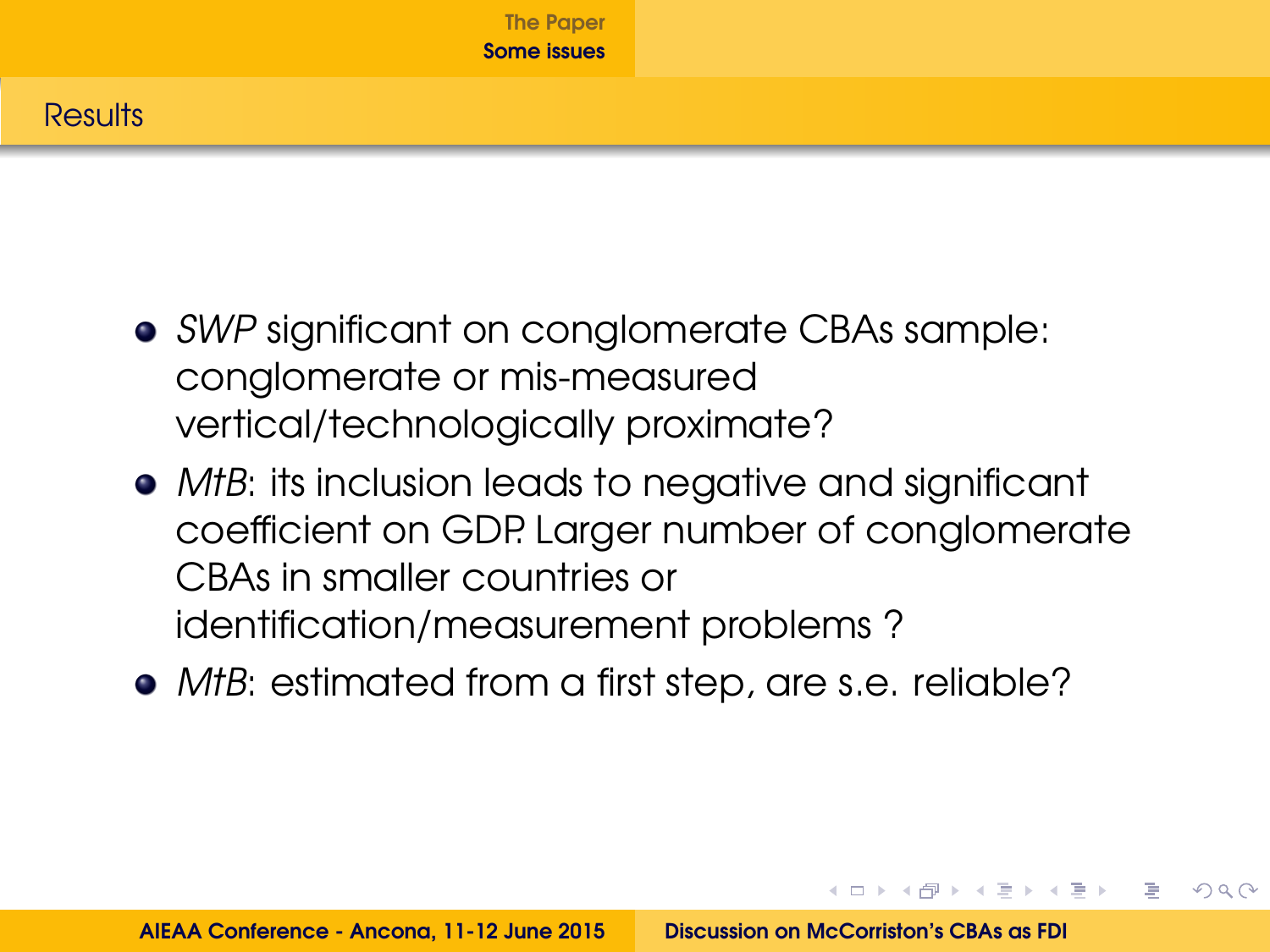## Results

- *SWP* significant on conglomerate CBAs sample: conglomerate or mis-measured vertical/technologically proximate?
- *MtB*: its inclusion leads to negative and significant coefficient on GDP. Larger number of conglomerate CBAs in smaller countries or identification/measurement problems ?
- *MtB*: estimated from a first step, are s.e. reliable?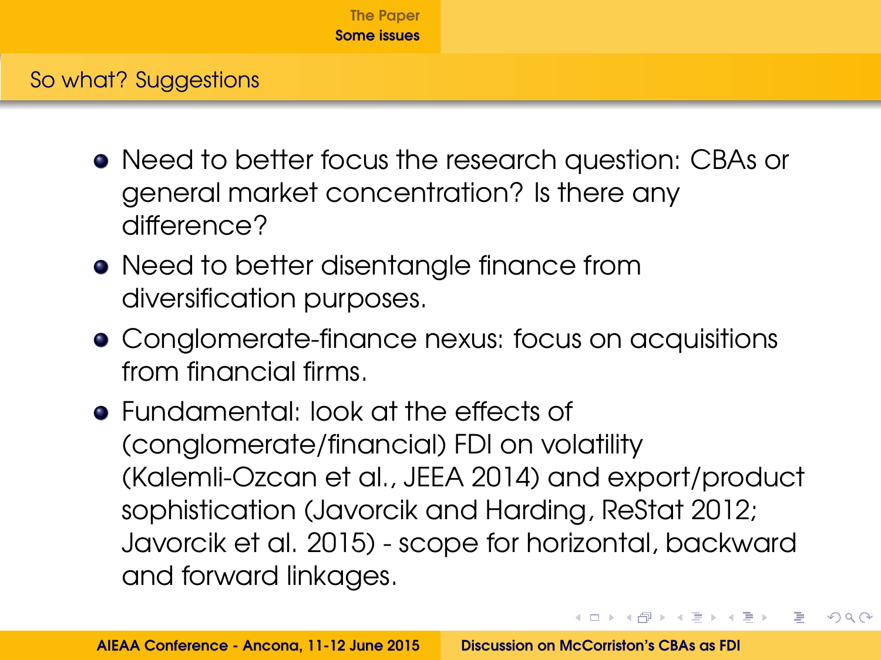## So what? Suggestions

- Need to better focus the research question: CBAs or general market concentration? Is there any difference?
- Need to better disentangle finance from diversification purposes.
- Conglomerate-finance nexus: focus on acquisitions from financial firms.
- Fundamental: look at the effects of (conglomerate/financial) FDI on volatility (Kalemli-Ozcan et al., JEEA 2014) and export/product sophistication (Javorcik and Harding, ReStat 2012; Javorcik et al. 2015) - scope for horizontal, backward and forward linkages.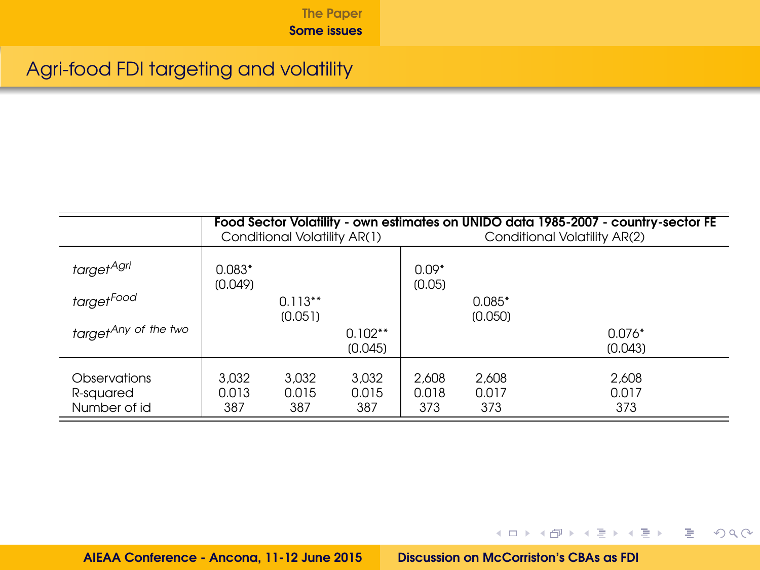## Agri-food FDI targeting and volatility

| | **Food Sector Volatility - own estimates on UNIDO data 1985-2007 - country-sector FE** | | | | | |
|---|---|---|---|---|---|---|
| | Conditional Volatility AR(1) | | | Conditional Volatility AR(2) | | |
| $target^{Agri}$ | 0.083* | | | 0.09* | | |
| | (0.049) | | | (0.05) | | |
| $target^{Food}$ | | 0.113** | | | 0.085* | |
| | | (0.051) | | | (0.050) | |
| $target^{Any\ of\ the\ two}$ | | | 0.102** | | | 0.076* |
| | | | (0.045) | | | (0.043) |
| Observations | 3,032 | 3,032 | 3,032 | 2,608 | 2,608 | 2,608 |
| R-squared | 0.013 | 0.015 | 0.015 | 0.018 | 0.017 | 0.017 |
| Number of id | 387 | 387 | 387 | 373 | 373 | 373 |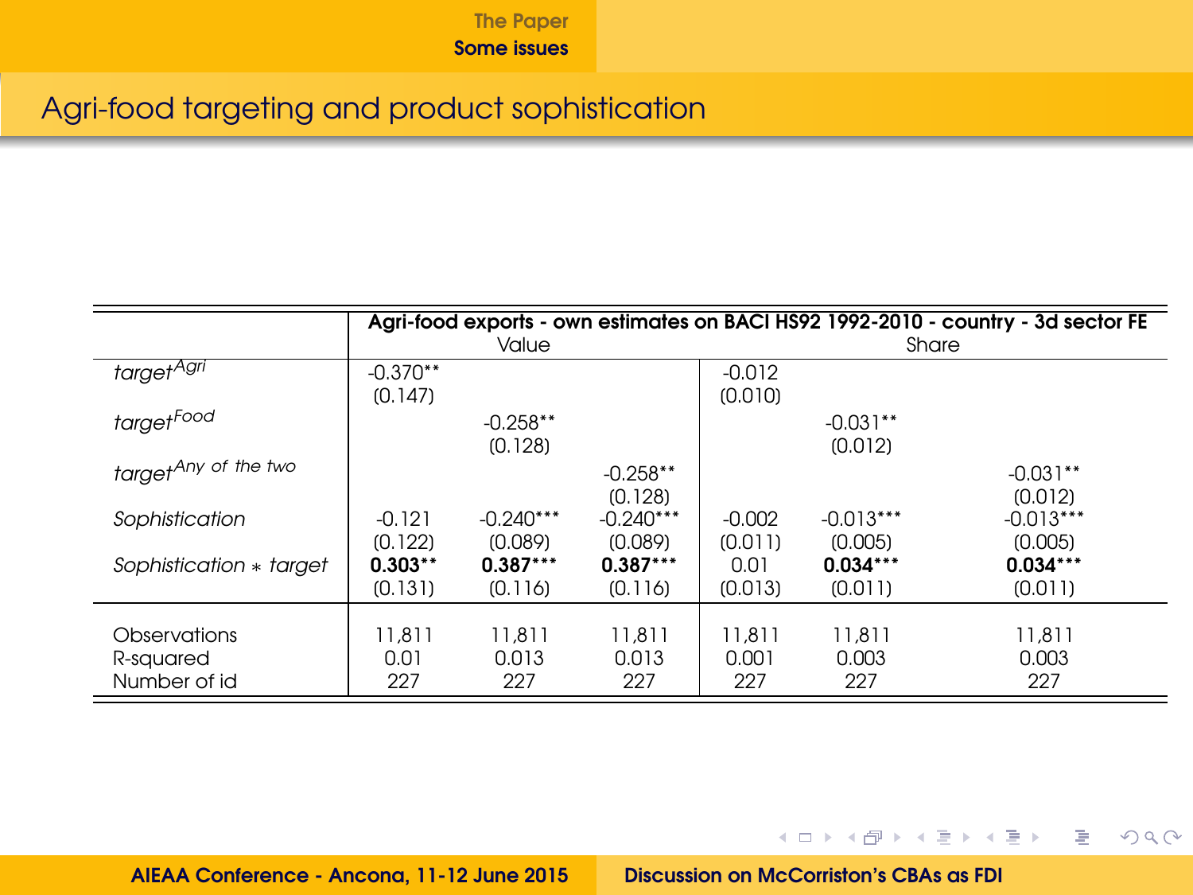## Agri-food targeting and product sophistication

| | Agri-food exports - own estimates on BACI HS92 1992-2010 - country - 3d sector FE | | | | | |
|---|---|---|---|---|---|---|
| | Value | | | Share | | |
| $target^{Agri}$ | -0.370** | | | -0.012 | | |
| | (0.147) | | | (0.010) | | |
| $target^{Food}$ | | -0.258** | | | -0.031** | |
| | | (0.128) | | | (0.012) | |
| $target^{Any\ of\ the\ two}$ | | | -0.258** | | | -0.031** |
| | | | (0.128) | | | (0.012) |
| *Sophistication* | -0.121 | -0.240*** | -0.240*** | -0.002 | -0.013*** | -0.013*** |
| | (0.122) | (0.089) | (0.089) | (0.011) | (0.005) | (0.005) |
| *Sophistication* $*$ *target* | **0.303**** | **0.387***** | **0.387***** | 0.01 | **0.034***** | **0.034***** |
| | (0.131) | (0.116) | (0.116) | (0.013) | (0.011) | (0.011) |
| Observations | 11,811 | 11,811 | 11,811 | 11,811 | 11,811 | 11,811 |
| R-squared | 0.01 | 0.013 | 0.013 | 0.001 | 0.003 | 0.003 |
| Number of id | 227 | 227 | 227 | 227 | 227 | 227 |